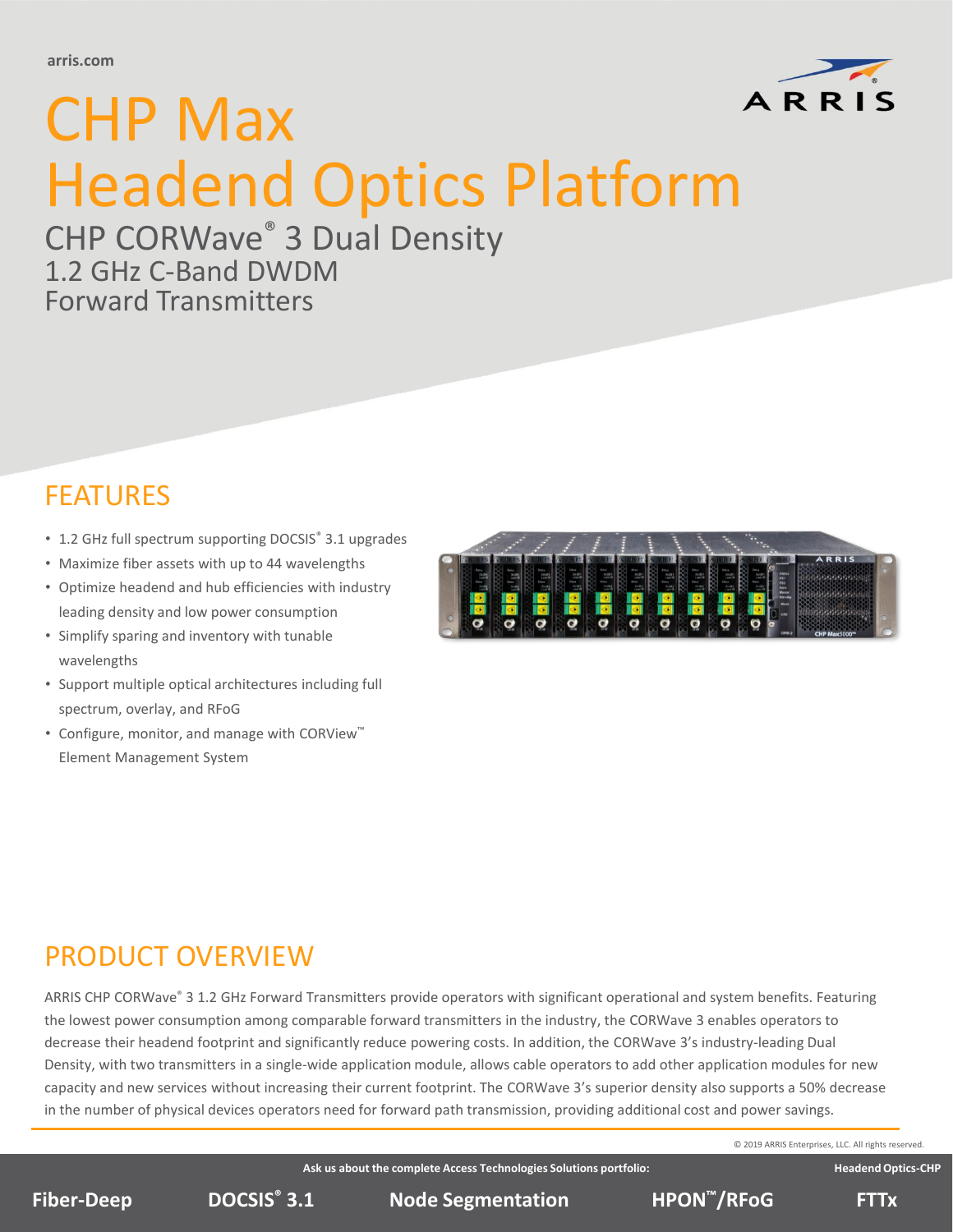arris.com

# CHP Max Headend Optics Platform

## CHP CORWave® 3 Dual Density

### 1.2 GHz C-Band DWDM Forward Transmitters

## FEATURES

- 1.2 GHz full spectrum supporting DOCSIS® 3.1 upgrades
- Maximize fiber assets with up to 44 wavelengths
- Optimize headend and hub efficiencies with industry leading density and low power consumption
- Simplify sparing and inventory with tunable wavelengths
- Support multiple optical architectures including full spectrum, overlay, and RFoG
- Configure, monitor, and manage with CORView™ Element Management System

## PRODUCT OVERVIEW

ARRIS CHP CORWave® 3 1.2 GHz Forward Transmitters provide operators with significant operational and system benefits. Featuring the lowest power consumption among comparable forward transmitters in the industry, the CORWave 3 enables operators to decrease their headend footprint and significantly reduce powering costs. In addition, the CORWave 3's industry-leading Dual Density, with two transmitters in a single-wide application module, allows cable operators to add other application modules for new capacity and new services without increasing their current footprint. The CORWave 3's superior density also supports a 50% decrease in the number of physical devices operators need for forward path transmission, providing additional cost and power savings.

© 2019 ARRIS Enterprises, LLC. All rights reserved.

**Ask us about the complete Access Technologies Solutions portfolio:** **Headend Optics-CHP**

**Fiber-Deep** | **DOCSIS® 3.1** | **Node Segmentation** | **HPON™/RFoG** | **FTTx**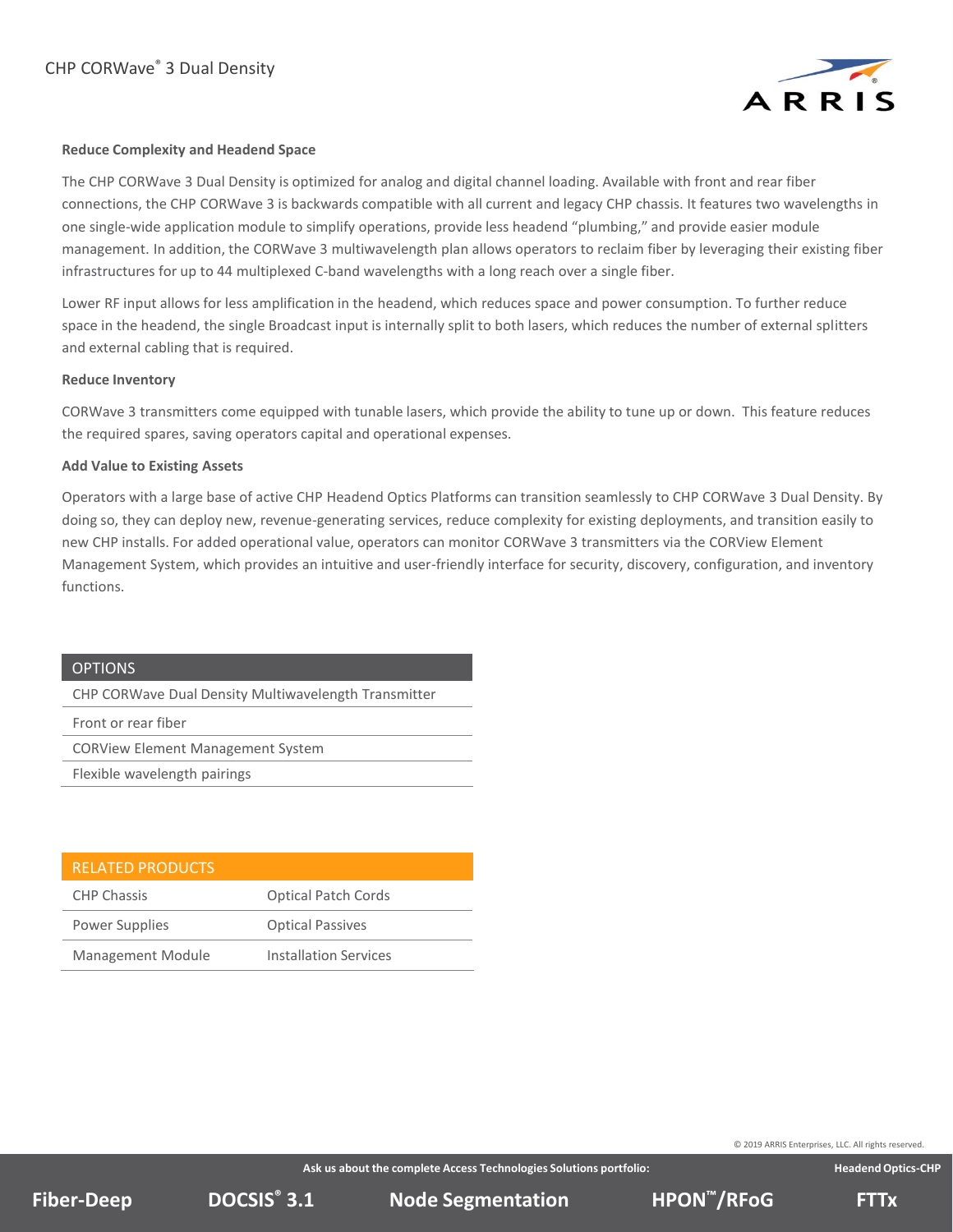### Reduce Complexity and Headend Space

The CHP CORWave 3 Dual Density is optimized for analog and digital channel loading. Available with front and rear fiber connections, the CHP CORWave 3 is backwards compatible with all current and legacy CHP chassis. It features two wavelengths in one single-wide application module to simplify operations, provide less headend "plumbing," and provide easier module management. In addition, the CORWave 3 multiwavelength plan allows operators to reclaim fiber by leveraging their existing fiber infrastructures for up to 44 multiplexed C-band wavelengths with a long reach over a single fiber.

Lower RF input allows for less amplification in the headend, which reduces space and power consumption. To further reduce space in the headend, the single Broadcast input is internally split to both lasers, which reduces the number of external splitters and external cabling that is required.

### Reduce Inventory

CORWave 3 transmitters come equipped with tunable lasers, which provide the ability to tune up or down. This feature reduces the required spares, saving operators capital and operational expenses.

### Add Value to Existing Assets

Operators with a large base of active CHP Headend Optics Platforms can transition seamlessly to CHP CORWave 3 Dual Density. By doing so, they can deploy new, revenue-generating services, reduce complexity for existing deployments, and transition easily to new CHP installs. For added operational value, operators can monitor CORWave 3 transmitters via the CORView Element Management System, which provides an intuitive and user-friendly interface for security, discovery, configuration, and inventory functions.

| OPTIONS |
| --- |
| CHP CORWave Dual Density Multiwavelength Transmitter |
| Front or rear fiber |
| CORView Element Management System |
| Flexible wavelength pairings |

| RELATED PRODUCTS | |
| --- | --- |
| CHP Chassis | Optical Patch Cords |
| Power Supplies | Optical Passives |
| Management Module | Installation Services |

© 2019 ARRIS Enterprises, LLC. All rights reserved.

**Ask us about the complete Access Technologies Solutions portfolio:** **Headend Optics-CHP**

**Fiber-Deep** **DOCSIS® 3.1** **Node Segmentation** **HPON™/RFoG** **FTTx**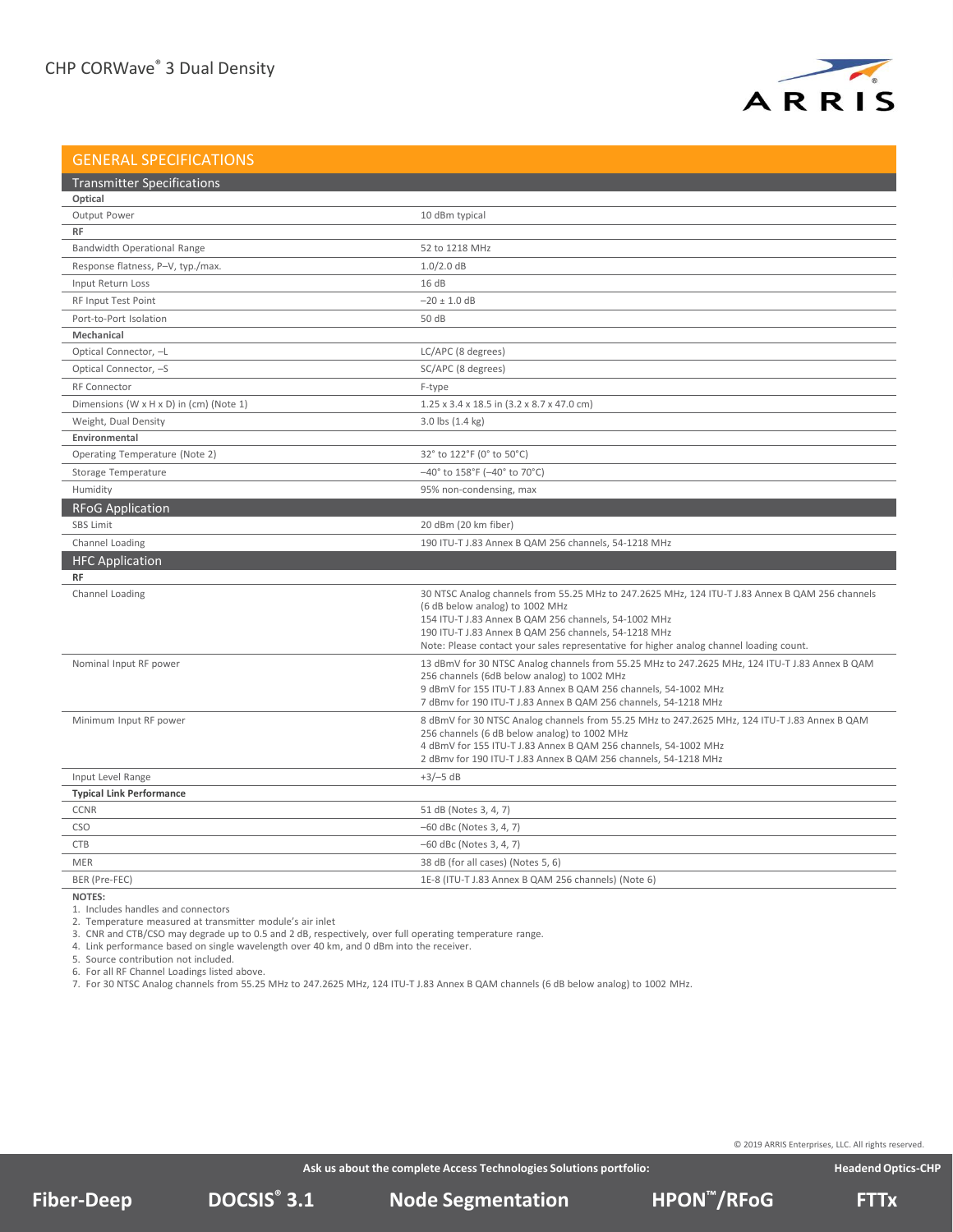## GENERAL SPECIFICATIONS

### Transmitter Specifications

| | |
|---|---|
| **Optical** | |
| Output Power | 10 dBm typical |
| **RF** | |
| Bandwidth Operational Range | 52 to 1218 MHz |
| Response flatness, P–V, typ./max. | 1.0/2.0 dB |
| Input Return Loss | 16 dB |
| RF Input Test Point | −20 ± 1.0 dB |
| Port-to-Port Isolation | 50 dB |
| **Mechanical** | |
| Optical Connector, –L | LC/APC (8 degrees) |
| Optical Connector, –S | SC/APC (8 degrees) |
| RF Connector | F-type |
| Dimensions (W x H x D) in (cm) (Note 1) | 1.25 x 3.4 x 18.5 in (3.2 x 8.7 x 47.0 cm) |
| Weight, Dual Density | 3.0 lbs (1.4 kg) |
| **Environmental** | |
| Operating Temperature (Note 2) | 32° to 122°F (0° to 50°C) |
| Storage Temperature | −40° to 158°F (−40° to 70°C) |
| Humidity | 95% non-condensing, max |

### RFoG Application

| | |
|---|---|
| SBS Limit | 20 dBm (20 km fiber) |
| Channel Loading | 190 ITU-T J.83 Annex B QAM 256 channels, 54-1218 MHz |

### HFC Application

| | |
|---|---|
| **RF** | |
| Channel Loading | 30 NTSC Analog channels from 55.25 MHz to 247.2625 MHz, 124 ITU-T J.83 Annex B QAM 256 channels (6 dB below analog) to 1002 MHz<br>154 ITU-T J.83 Annex B QAM 256 channels, 54-1002 MHz<br>190 ITU-T J.83 Annex B QAM 256 channels, 54-1218 MHz<br>Note: Please contact your sales representative for higher analog channel loading count. |
| Nominal Input RF power | 13 dBmV for 30 NTSC Analog channels from 55.25 MHz to 247.2625 MHz, 124 ITU-T J.83 Annex B QAM 256 channels (6dB below analog) to 1002 MHz<br>9 dBmV for 155 ITU-T J.83 Annex B QAM 256 channels, 54-1002 MHz<br>7 dBmv for 190 ITU-T J.83 Annex B QAM 256 channels, 54-1218 MHz |
| Minimum Input RF power | 8 dBmV for 30 NTSC Analog channels from 55.25 MHz to 247.2625 MHz, 124 ITU-T J.83 Annex B QAM 256 channels (6 dB below analog) to 1002 MHz<br>4 dBmV for 155 ITU-T J.83 Annex B QAM 256 channels, 54-1002 MHz<br>2 dBmv for 190 ITU-T J.83 Annex B QAM 256 channels, 54-1218 MHz |
| Input Level Range | +3/–5 dB |
| **Typical Link Performance** | |
| CCNR | 51 dB (Notes 3, 4, 7) |
| CSO | −60 dBc (Notes 3, 4, 7) |
| CTB | −60 dBc (Notes 3, 4, 7) |
| MER | 38 dB (for all cases) (Notes 5, 6) |
| BER (Pre-FEC) | 1E-8 (ITU-T J.83 Annex B QAM 256 channels) (Note 6) |

**NOTES:**

1. Includes handles and connectors
2. Temperature measured at transmitter module's air inlet
3. CNR and CTB/CSO may degrade up to 0.5 and 2 dB, respectively, over full operating temperature range.
4. Link performance based on single wavelength over 40 km, and 0 dBm into the receiver.
5. Source contribution not included.
6. For all RF Channel Loadings listed above.
7. For 30 NTSC Analog channels from 55.25 MHz to 247.2625 MHz, 124 ITU-T J.83 Annex B QAM channels (6 dB below analog) to 1002 MHz.

© 2019 ARRIS Enterprises, LLC. All rights reserved.

Ask us about the complete Access Technologies Solutions portfolio: Headend Optics-CHP

Fiber-Deep | DOCSIS® 3.1 | Node Segmentation | HPON™/RFoG | FTTx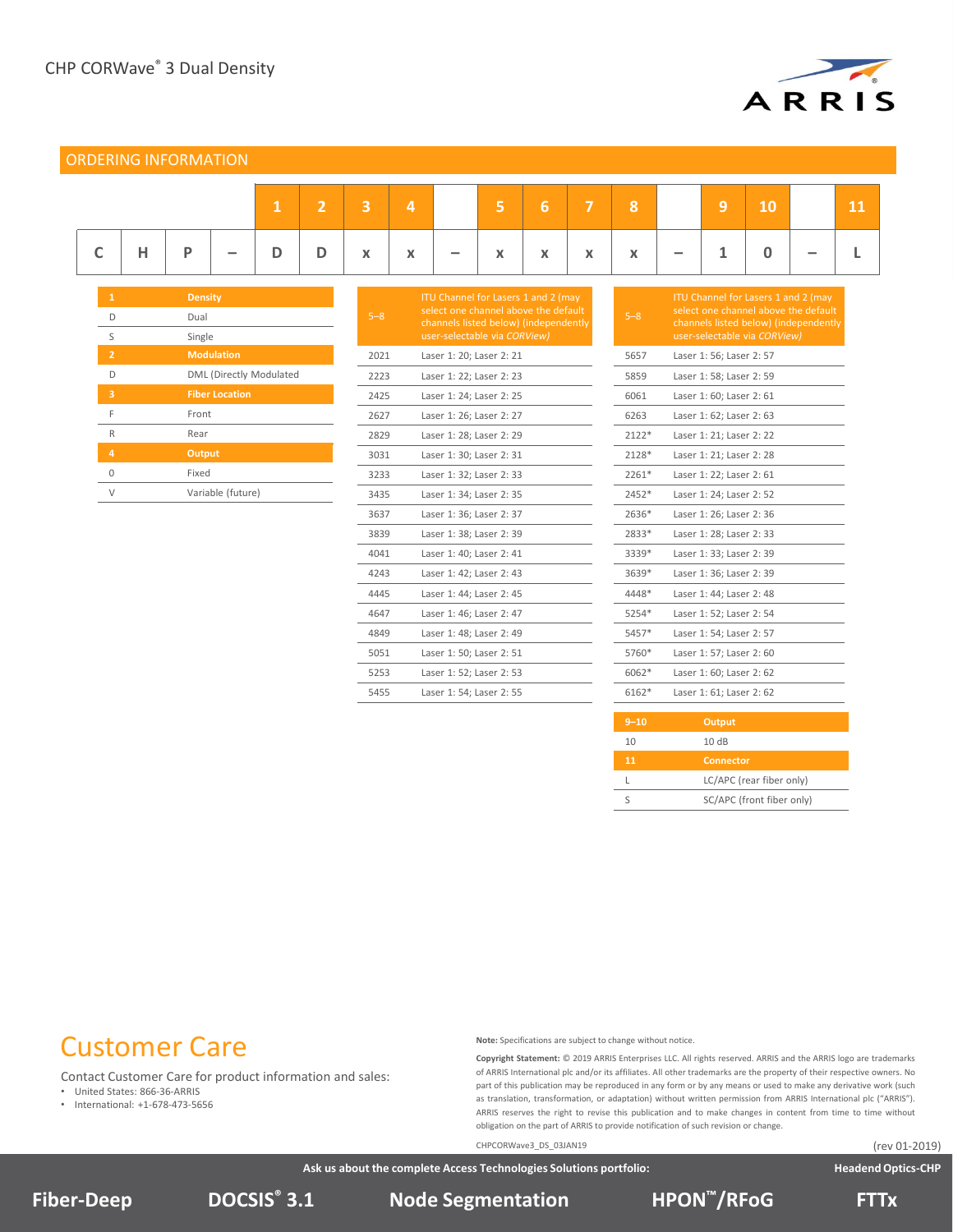## ORDERING INFORMATION

| | | | | 1 | 2 | 3 | 4 | | 5 | 6 | 7 | 8 | | 9 | 10 | | 11 |
|---|---|---|---|---|---|---|---|---|---|---|---|---|---|---|---|---|---|
| C | H | P | – | D | D | x | x | – | x | x | x | x | – | 1 | 0 | – | L |

| 1 | Density |
|---|---|
| D | Dual |
| S | Single |
| **2** | **Modulation** |
| D | DML (Directly Modulated |
| **3** | **Fiber Location** |
| F | Front |
| R | Rear |
| **4** | **Output** |
| 0 | Fixed |
| V | Variable (future) |

| 5–8 | ITU Channel for Lasers 1 and 2 (may select one channel above the default channels listed below) (independently user-selectable via *CORView)* |
|---|---|
| 2021 | Laser 1: 20; Laser 2: 21 |
| 2223 | Laser 1: 22; Laser 2: 23 |
| 2425 | Laser 1: 24; Laser 2: 25 |
| 2627 | Laser 1: 26; Laser 2: 27 |
| 2829 | Laser 1: 28; Laser 2: 29 |
| 3031 | Laser 1: 30; Laser 2: 31 |
| 3233 | Laser 1: 32; Laser 2: 33 |
| 3435 | Laser 1: 34; Laser 2: 35 |
| 3637 | Laser 1: 36; Laser 2: 37 |
| 3839 | Laser 1: 38; Laser 2: 39 |
| 4041 | Laser 1: 40; Laser 2: 41 |
| 4243 | Laser 1: 42; Laser 2: 43 |
| 4445 | Laser 1: 44; Laser 2: 45 |
| 4647 | Laser 1: 46; Laser 2: 47 |
| 4849 | Laser 1: 48; Laser 2: 49 |
| 5051 | Laser 1: 50; Laser 2: 51 |
| 5253 | Laser 1: 52; Laser 2: 53 |
| 5455 | Laser 1: 54; Laser 2: 55 |

| 5–8 | ITU Channel for Lasers 1 and 2 (may select one channel above the default channels listed below) (independently user-selectable via *CORView)* |
|---|---|
| 5657 | Laser 1: 56; Laser 2: 57 |
| 5859 | Laser 1: 58; Laser 2: 59 |
| 6061 | Laser 1: 60; Laser 2: 61 |
| 6263 | Laser 1: 62; Laser 2: 63 |
| 2122* | Laser 1: 21; Laser 2: 22 |
| 2128* | Laser 1: 21; Laser 2: 28 |
| 2261* | Laser 1: 22; Laser 2: 61 |
| 2452* | Laser 1: 24; Laser 2: 52 |
| 2636* | Laser 1: 26; Laser 2: 36 |
| 2833* | Laser 1: 28; Laser 2: 33 |
| 3339* | Laser 1: 33; Laser 2: 39 |
| 3639* | Laser 1: 36; Laser 2: 39 |
| 4448* | Laser 1: 44; Laser 2: 48 |
| 5254* | Laser 1: 52; Laser 2: 54 |
| 5457* | Laser 1: 54; Laser 2: 57 |
| 5760* | Laser 1: 57; Laser 2: 60 |
| 6062* | Laser 1: 60; Laser 2: 62 |
| 6162* | Laser 1: 61; Laser 2: 62 |

| 9–10 | Output |
|---|---|
| 10 | 10 dB |
| **11** | **Connector** |
| L | LC/APC (rear fiber only) |
| S | SC/APC (front fiber only) |

# Customer Care

Contact Customer Care for product information and sales:

- United States: 866-36-ARRIS
- International: +1-678-473-5656

**Note:** Specifications are subject to change without notice.

**Copyright Statement:** © 2019 ARRIS Enterprises LLC. All rights reserved. ARRIS and the ARRIS logo are trademarks of ARRIS International plc and/or its affiliates. All other trademarks are the property of their respective owners. No part of this publication may be reproduced in any form or by any means or used to make any derivative work (such as translation, transformation, or adaptation) without written permission from ARRIS International plc ("ARRIS"). ARRIS reserves the right to revise this publication and to make changes in content from time to time without obligation on the part of ARRIS to provide notification of such revision or change.

CHPCORWave3_DS_03JAN19

(rev 01-2019)

**Ask us about the complete Access Technologies Solutions portfolio:** **Headend Optics-CHP**

**Fiber-Deep** **DOCSIS® 3.1** **Node Segmentation** **HPON™/RFoG** **FTTx**